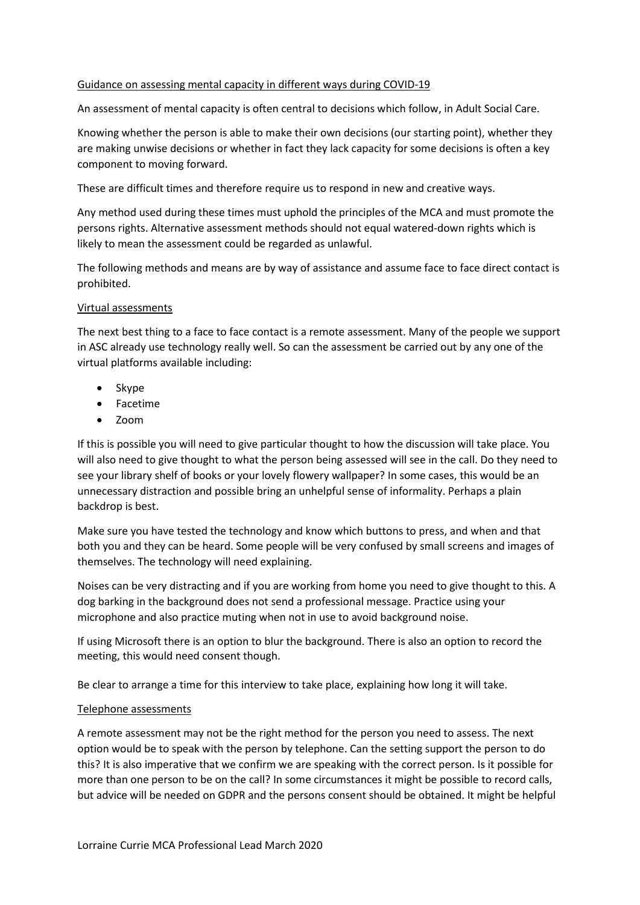## Guidance on assessing mental capacity in different ways during COVID-19

An assessment of mental capacity is often central to decisions which follow, in Adult Social Care.

Knowing whether the person is able to make their own decisions (our starting point), whether they are making unwise decisions or whether in fact they lack capacity for some decisions is often a key component to moving forward.

These are difficult times and therefore require us to respond in new and creative ways.

Any method used during these times must uphold the principles of the MCA and must promote the persons rights. Alternative assessment methods should not equal watered-down rights which is likely to mean the assessment could be regarded as unlawful.

The following methods and means are by way of assistance and assume face to face direct contact is prohibited.

### Virtual assessments

The next best thing to a face to face contact is a remote assessment. Many of the people we support in ASC already use technology really well. So can the assessment be carried out by any one of the virtual platforms available including:

- Skype
- Facetime
- Zoom

If this is possible you will need to give particular thought to how the discussion will take place. You will also need to give thought to what the person being assessed will see in the call. Do they need to see your library shelf of books or your lovely flowery wallpaper? In some cases, this would be an unnecessary distraction and possible bring an unhelpful sense of informality. Perhaps a plain backdrop is best.

Make sure you have tested the technology and know which buttons to press, and when and that both you and they can be heard. Some people will be very confused by small screens and images of themselves. The technology will need explaining.

Noises can be very distracting and if you are working from home you need to give thought to this. A dog barking in the background does not send a professional message. Practice using your microphone and also practice muting when not in use to avoid background noise.

If using Microsoft there is an option to blur the background. There is also an option to record the meeting, this would need consent though.

Be clear to arrange a time for this interview to take place, explaining how long it will take.

### Telephone assessments

A remote assessment may not be the right method for the person you need to assess. The next option would be to speak with the person by telephone. Can the setting support the person to do this? It is also imperative that we confirm we are speaking with the correct person. Is it possible for more than one person to be on the call? In some circumstances it might be possible to record calls, but advice will be needed on GDPR and the persons consent should be obtained. It might be helpful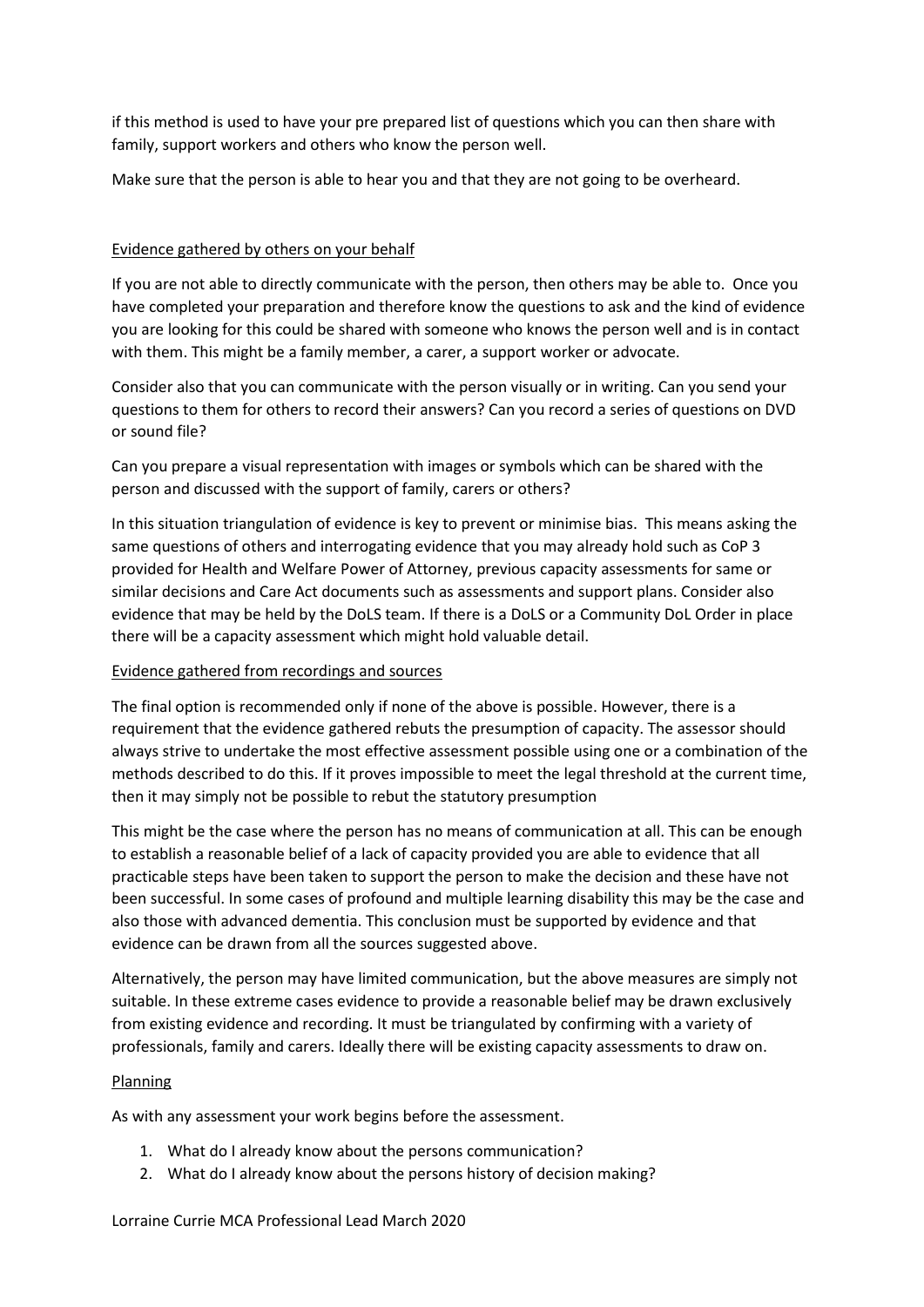if this method is used to have your pre prepared list of questions which you can then share with family, support workers and others who know the person well.

Make sure that the person is able to hear you and that they are not going to be overheard.

<u>Evidence gathered by others on your behalf</u>

If you are not able to directly communicate with the person, then others may be able to. Once you have completed your preparation and therefore know the questions to ask and the kind of evidence you are looking for this could be shared with someone who knows the person well and is in contact with them. This might be a family member, a carer, a support worker or advocate.

Consider also that you can communicate with the person visually or in writing. Can you send your questions to them for others to record their answers? Can you record a series of questions on DVD or sound file?

Can you prepare a visual representation with images or symbols which can be shared with the person and discussed with the support of family, carers or others?

In this situation triangulation of evidence is key to prevent or minimise bias. This means asking the same questions of others and interrogating evidence that you may already hold such as CoP 3 provided for Health and Welfare Power of Attorney, previous capacity assessments for same or similar decisions and Care Act documents such as assessments and support plans. Consider also evidence that may be held by the DoLS team. If there is a DoLS or a Community DoL Order in place there will be a capacity assessment which might hold valuable detail.

<u>Evidence gathered from recordings and sources</u>

The final option is recommended only if none of the above is possible. However, there is a requirement that the evidence gathered rebuts the presumption of capacity. The assessor should always strive to undertake the most effective assessment possible using one or a combination of the methods described to do this. If it proves impossible to meet the legal threshold at the current time, then it may simply not be possible to rebut the statutory presumption

This might be the case where the person has no means of communication at all. This can be enough to establish a reasonable belief of a lack of capacity provided you are able to evidence that all practicable steps have been taken to support the person to make the decision and these have not been successful. In some cases of profound and multiple learning disability this may be the case and also those with advanced dementia. This conclusion must be supported by evidence and that evidence can be drawn from all the sources suggested above.

Alternatively, the person may have limited communication, but the above measures are simply not suitable. In these extreme cases evidence to provide a reasonable belief may be drawn exclusively from existing evidence and recording. It must be triangulated by confirming with a variety of professionals, family and carers. Ideally there will be existing capacity assessments to draw on.

<u>Planning</u>

As with any assessment your work begins before the assessment.

1. What do I already know about the persons communication?
2. What do I already know about the persons history of decision making?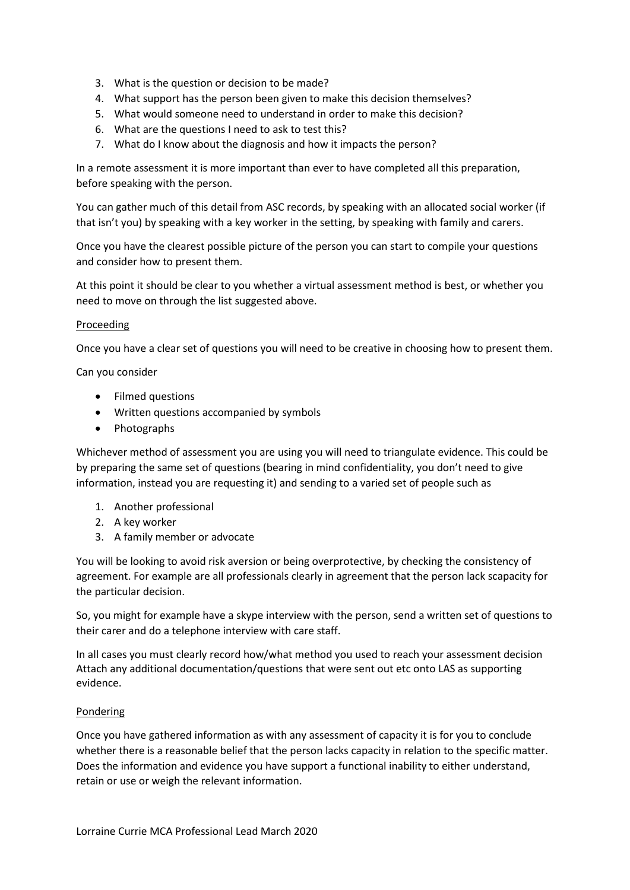3. What is the question or decision to be made?
4. What support has the person been given to make this decision themselves?
5. What would someone need to understand in order to make this decision?
6. What are the questions I need to ask to test this?
7. What do I know about the diagnosis and how it impacts the person?

In a remote assessment it is more important than ever to have completed all this preparation, before speaking with the person.

You can gather much of this detail from ASC records, by speaking with an allocated social worker (if that isn't you) by speaking with a key worker in the setting, by speaking with family and carers.

Once you have the clearest possible picture of the person you can start to compile your questions and consider how to present them.

At this point it should be clear to you whether a virtual assessment method is best, or whether you need to move on through the list suggested above.

Proceeding

Once you have a clear set of questions you will need to be creative in choosing how to present them.

Can you consider

- Filmed questions
- Written questions accompanied by symbols
- Photographs

Whichever method of assessment you are using you will need to triangulate evidence. This could be by preparing the same set of questions (bearing in mind confidentiality, you don't need to give information, instead you are requesting it) and sending to a varied set of people such as

1. Another professional
2. A key worker
3. A family member or advocate

You will be looking to avoid risk aversion or being overprotective, by checking the consistency of agreement. For example are all professionals clearly in agreement that the person lack scapacity for the particular decision.

So, you might for example have a skype interview with the person, send a written set of questions to their carer and do a telephone interview with care staff.

In all cases you must clearly record how/what method you used to reach your assessment decision Attach any additional documentation/questions that were sent out etc onto LAS as supporting evidence.

Pondering

Once you have gathered information as with any assessment of capacity it is for you to conclude whether there is a reasonable belief that the person lacks capacity in relation to the specific matter. Does the information and evidence you have support a functional inability to either understand, retain or use or weigh the relevant information.

Lorraine Currie MCA Professional Lead March 2020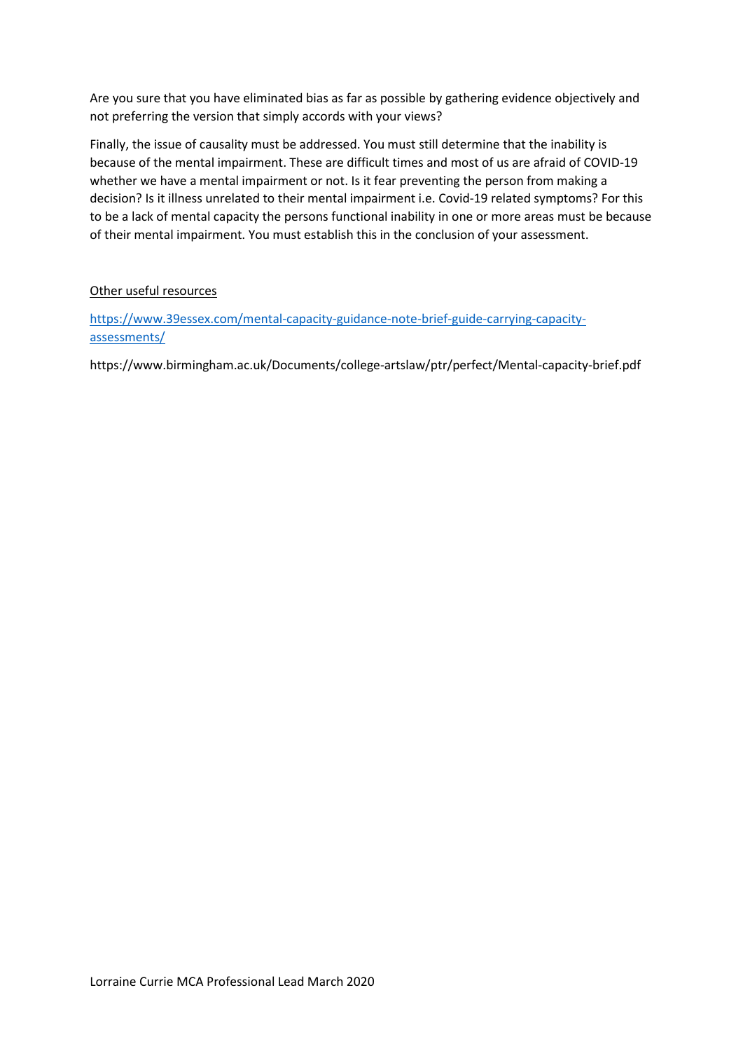Are you sure that you have eliminated bias as far as possible by gathering evidence objectively and not preferring the version that simply accords with your views?

Finally, the issue of causality must be addressed. You must still determine that the inability is because of the mental impairment. These are difficult times and most of us are afraid of COVID-19 whether we have a mental impairment or not. Is it fear preventing the person from making a decision? Is it illness unrelated to their mental impairment i.e. Covid-19 related symptoms? For this to be a lack of mental capacity the persons functional inability in one or more areas must be because of their mental impairment. You must establish this in the conclusion of your assessment.

<u>Other useful resources</u>

[https://www.39essex.com/mental-capacity-guidance-note-brief-guide-carrying-capacity-assessments/](https://www.39essex.com/mental-capacity-guidance-note-brief-guide-carrying-capacity-assessments/)

https://www.birmingham.ac.uk/Documents/college-artslaw/ptr/perfect/Mental-capacity-brief.pdf

Lorraine Currie MCA Professional Lead March 2020